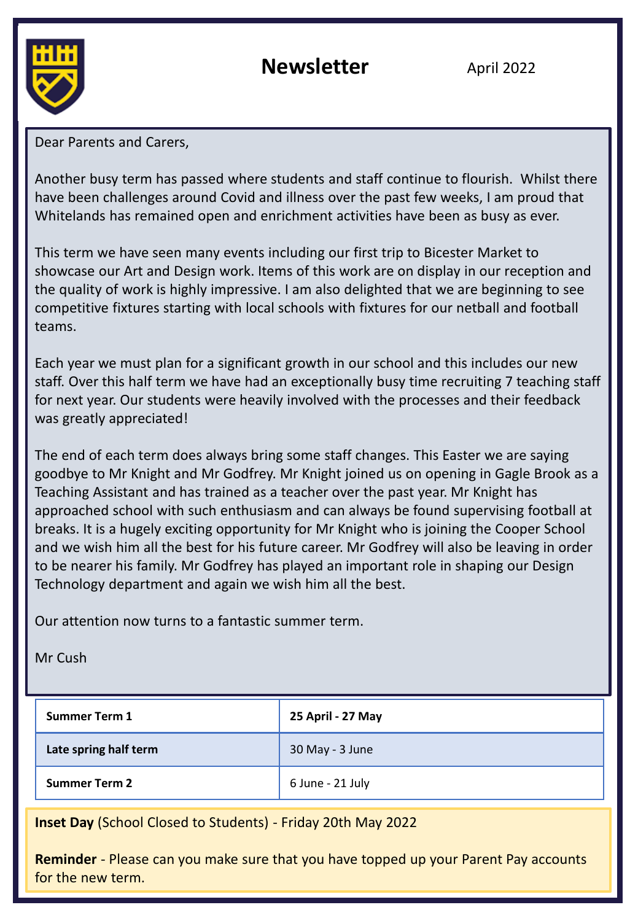# Newsletter

April 2022

Dear Parents and Carers,

Another busy term has passed where students and staff continue to flourish. Whilst there have been challenges around Covid and illness over the past few weeks, I am proud that Whitelands has remained open and enrichment activities have been as busy as ever.

This term we have seen many events including our first trip to Bicester Market to showcase our Art and Design work. Items of this work are on display in our reception and the quality of work is highly impressive. I am also delighted that we are beginning to see competitive fixtures starting with local schools with fixtures for our netball and football teams.

Each year we must plan for a significant growth in our school and this includes our new staff. Over this half term we have had an exceptionally busy time recruiting 7 teaching staff for next year. Our students were heavily involved with the processes and their feedback was greatly appreciated!

The end of each term does always bring some staff changes. This Easter we are saying goodbye to Mr Knight and Mr Godfrey. Mr Knight joined us on opening in Gagle Brook as a Teaching Assistant and has trained as a teacher over the past year. Mr Knight has approached school with such enthusiasm and can always be found supervising football at breaks. It is a hugely exciting opportunity for Mr Knight who is joining the Cooper School and we wish him all the best for his future career. Mr Godfrey will also be leaving in order to be nearer his family. Mr Godfrey has played an important role in shaping our Design Technology department and again we wish him all the best.

Our attention now turns to a fantastic summer term.

Mr Cush

| **Summer Term 1** | **25 April - 27 May** |
|---|---|
| **Late spring half term** | 30 May - 3 June |
| **Summer Term 2** | 6 June - 21 July |

**Inset Day** (School Closed to Students) - Friday 20th May 2022

**Reminder** - Please can you make sure that you have topped up your Parent Pay accounts for the new term.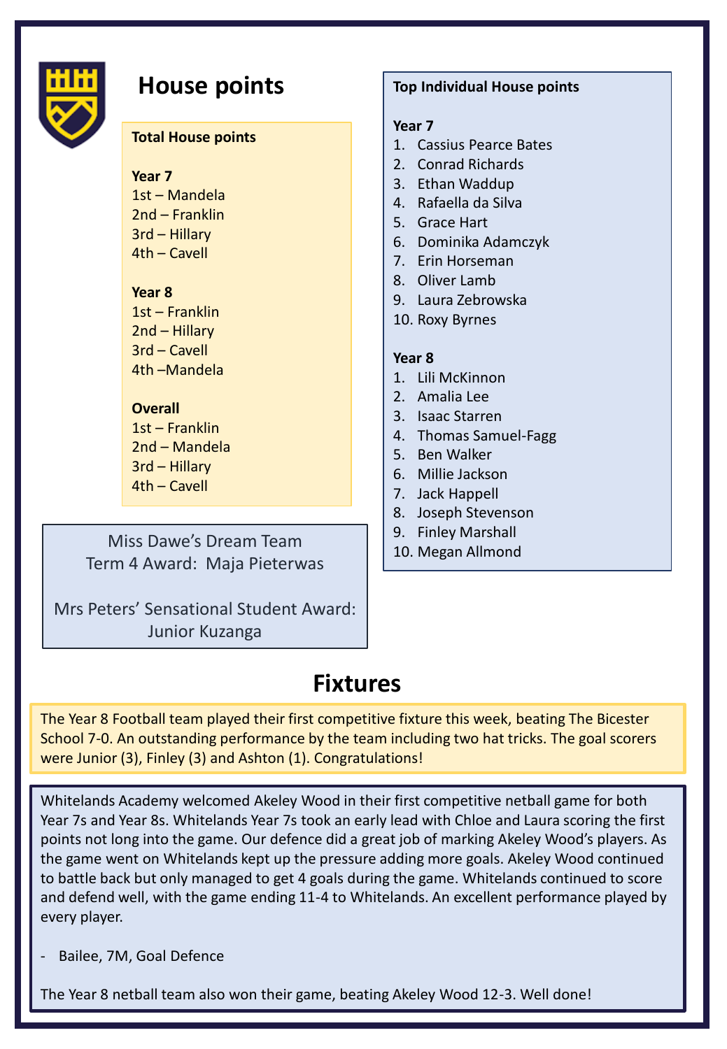# House points

**Total House points**

**Year 7**
1st – Mandela
2nd – Franklin
3rd – Hillary
4th – Cavell

**Year 8**
1st – Franklin
2nd – Hillary
3rd – Cavell
4th –Mandela

**Overall**
1st – Franklin
2nd – Mandela
3rd – Hillary
4th – Cavell

**Top Individual House points**

**Year 7**
1. Cassius Pearce Bates
2. Conrad Richards
3. Ethan Waddup
4. Rafaella da Silva
5. Grace Hart
6. Dominika Adamczyk
7. Erin Horseman
8. Oliver Lamb
9. Laura Zebrowska
10. Roxy Byrnes

**Year 8**
1. Lili McKinnon
2. Amalia Lee
3. Isaac Starren
4. Thomas Samuel-Fagg
5. Ben Walker
6. Millie Jackson
7. Jack Happell
8. Joseph Stevenson
9. Finley Marshall
10. Megan Allmond

Miss Dawe's Dream Team
Term 4 Award: Maja Pieterwas

Mrs Peters' Sensational Student Award:
Junior Kuzanga

# Fixtures

The Year 8 Football team played their first competitive fixture this week, beating The Bicester School 7-0. An outstanding performance by the team including two hat tricks. The goal scorers were Junior (3), Finley (3) and Ashton (1). Congratulations!

Whitelands Academy welcomed Akeley Wood in their first competitive netball game for both Year 7s and Year 8s. Whitelands Year 7s took an early lead with Chloe and Laura scoring the first points not long into the game. Our defence did a great job of marking Akeley Wood's players. As the game went on Whitelands kept up the pressure adding more goals. Akeley Wood continued to battle back but only managed to get 4 goals during the game. Whitelands continued to score and defend well, with the game ending 11-4 to Whitelands. An excellent performance played by every player.

- Bailee, 7M, Goal Defence

The Year 8 netball team also won their game, beating Akeley Wood 12-3. Well done!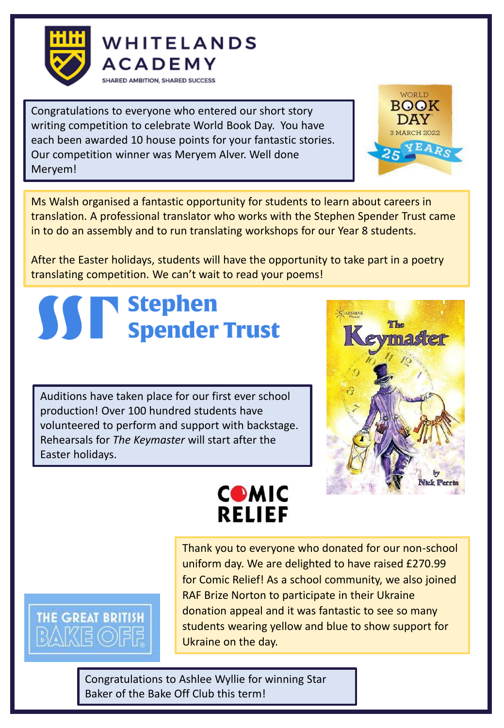# WHITELANDS ACADEMY

SHARED AMBITION, SHARED SUCCESS

Congratulations to everyone who entered our short story writing competition to celebrate World Book Day. You have each been awarded 10 house points for your fantastic stories. Our competition winner was Meryem Alver. Well done Meryem!

WORLD BOOK DAY 3 MARCH 2022 25 YEARS

Ms Walsh organised a fantastic opportunity for students to learn about careers in translation. A professional translator who works with the Stephen Spender Trust came in to do an assembly and to run translating workshops for our Year 8 students.

After the Easter holidays, students will have the opportunity to take part in a poetry translating competition. We can't wait to read your poems!

Stephen Spender Trust

Auditions have taken place for our first ever school production! Over 100 hundred students have volunteered to perform and support with backstage. Rehearsals for *The Keymaster* will start after the Easter holidays.

The Keymaster by Nick Perrin

COMIC RELIEF

Thank you to everyone who donated for our non-school uniform day. We are delighted to have raised £270.99 for Comic Relief! As a school community, we also joined RAF Brize Norton to participate in their Ukraine donation appeal and it was fantastic to see so many students wearing yellow and blue to show support for Ukraine on the day.

THE GREAT BRITISH BAKE OFF

Congratulations to Ashlee Wyllie for winning Star Baker of the Bake Off Club this term!